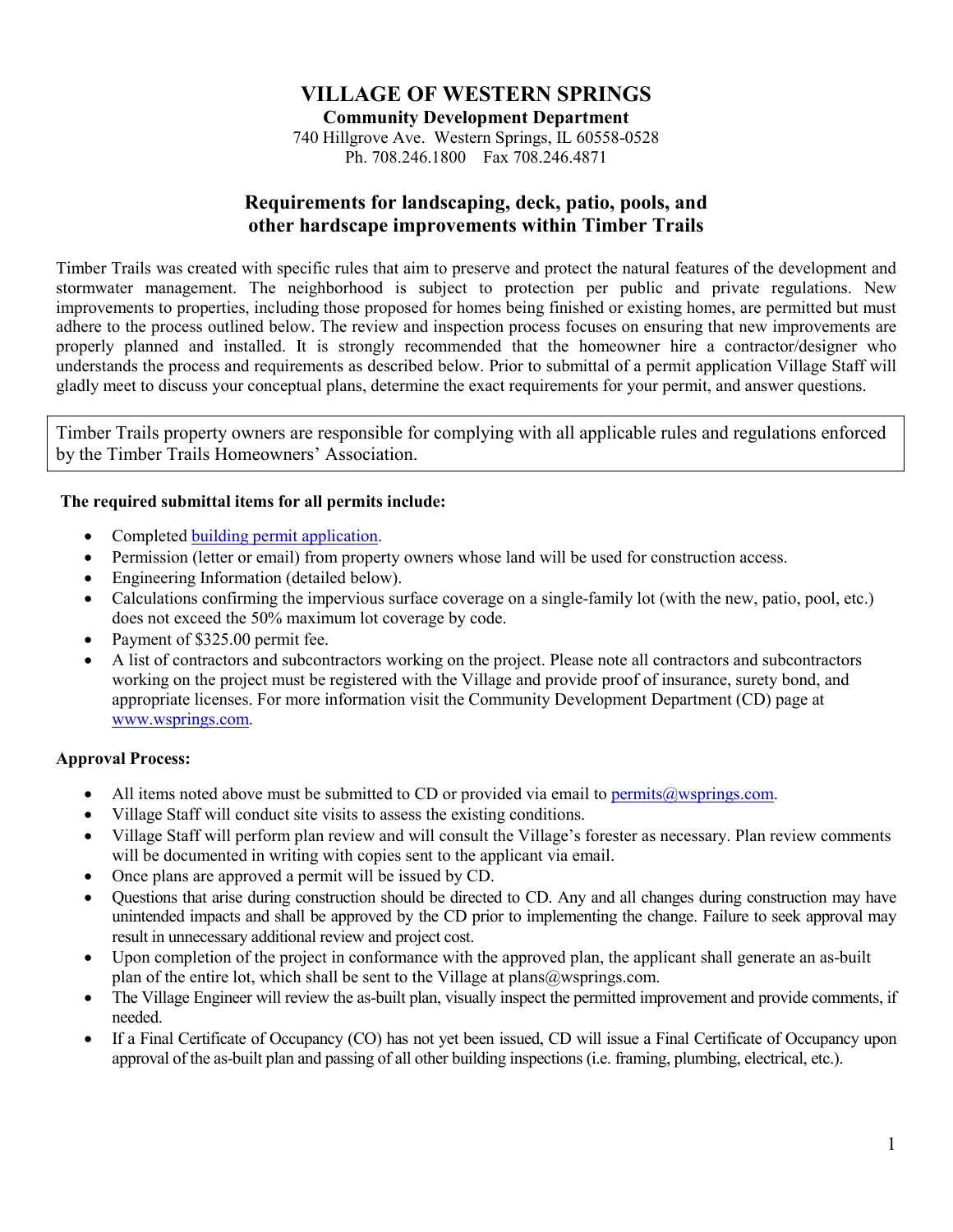# VILLAGE OF WESTERN SPRINGS

**Community Development Department**

740 Hillgrove Ave. Western Springs, IL 60558-0528
Ph. 708.246.1800 Fax 708.246.4871

## Requirements for landscaping, deck, patio, pools, and other hardscape improvements within Timber Trails

Timber Trails was created with specific rules that aim to preserve and protect the natural features of the development and stormwater management. The neighborhood is subject to protection per public and private regulations. New improvements to properties, including those proposed for homes being finished or existing homes, are permitted but must adhere to the process outlined below. The review and inspection process focuses on ensuring that new improvements are properly planned and installed. It is strongly recommended that the homeowner hire a contractor/designer who understands the process and requirements as described below. Prior to submittal of a permit application Village Staff will gladly meet to discuss your conceptual plans, determine the exact requirements for your permit, and answer questions.

> Timber Trails property owners are responsible for complying with all applicable rules and regulations enforced by the Timber Trails Homeowners' Association.

**The required submittal items for all permits include:**

- Completed building permit application.
- Permission (letter or email) from property owners whose land will be used for construction access.
- Engineering Information (detailed below).
- Calculations confirming the impervious surface coverage on a single-family lot (with the new, patio, pool, etc.) does not exceed the 50% maximum lot coverage by code.
- Payment of $325.00 permit fee.
- A list of contractors and subcontractors working on the project. Please note all contractors and subcontractors working on the project must be registered with the Village and provide proof of insurance, surety bond, and appropriate licenses. For more information visit the Community Development Department (CD) page at www.wsprings.com.

**Approval Process:**

- All items noted above must be submitted to CD or provided via email to permits@wsprings.com.
- Village Staff will conduct site visits to assess the existing conditions.
- Village Staff will perform plan review and will consult the Village's forester as necessary. Plan review comments will be documented in writing with copies sent to the applicant via email.
- Once plans are approved a permit will be issued by CD.
- Questions that arise during construction should be directed to CD. Any and all changes during construction may have unintended impacts and shall be approved by the CD prior to implementing the change. Failure to seek approval may result in unnecessary additional review and project cost.
- Upon completion of the project in conformance with the approved plan, the applicant shall generate an as-built plan of the entire lot, which shall be sent to the Village at plans@wsprings.com.
- The Village Engineer will review the as-built plan, visually inspect the permitted improvement and provide comments, if needed.
- If a Final Certificate of Occupancy (CO) has not yet been issued, CD will issue a Final Certificate of Occupancy upon approval of the as-built plan and passing of all other building inspections (i.e. framing, plumbing, electrical, etc.).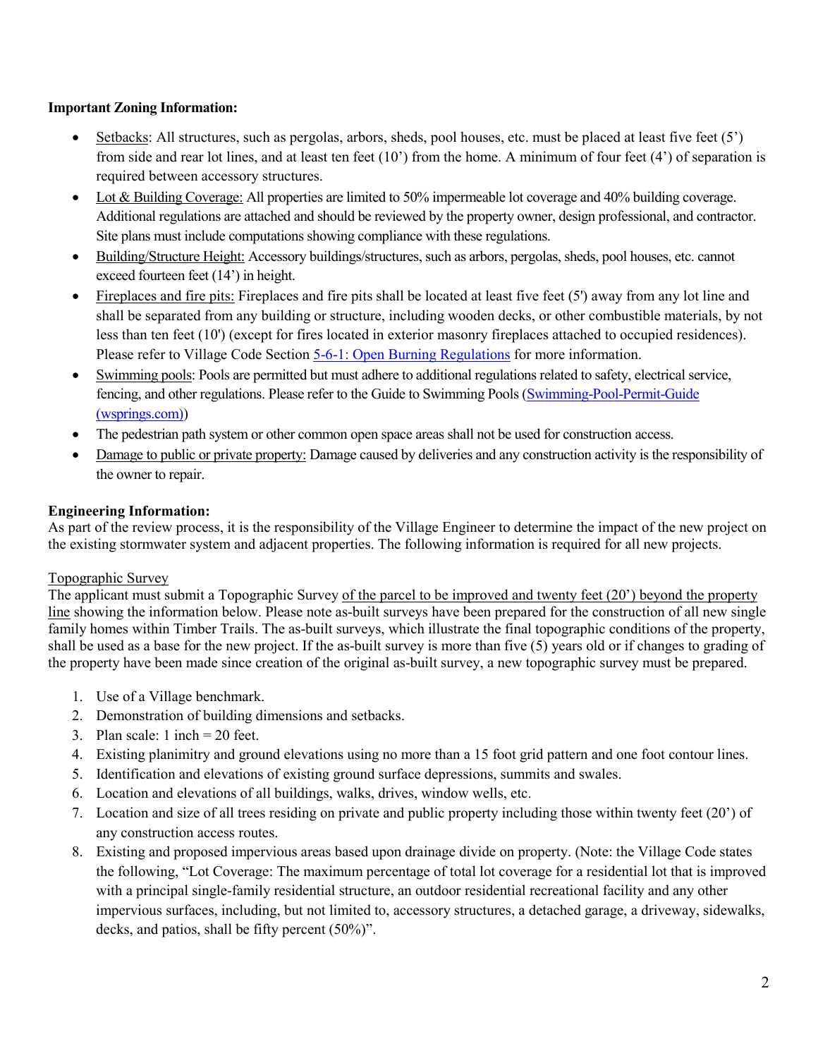**Important Zoning Information:**

- Setbacks: All structures, such as pergolas, arbors, sheds, pool houses, etc. must be placed at least five feet (5') from side and rear lot lines, and at least ten feet (10') from the home. A minimum of four feet (4') of separation is required between accessory structures.
- Lot & Building Coverage: All properties are limited to 50% impermeable lot coverage and 40% building coverage. Additional regulations are attached and should be reviewed by the property owner, design professional, and contractor. Site plans must include computations showing compliance with these regulations.
- Building/Structure Height: Accessory buildings/structures, such as arbors, pergolas, sheds, pool houses, etc. cannot exceed fourteen feet (14') in height.
- Fireplaces and fire pits: Fireplaces and fire pits shall be located at least five feet (5') away from any lot line and shall be separated from any building or structure, including wooden decks, or other combustible materials, by not less than ten feet (10') (except for fires located in exterior masonry fireplaces attached to occupied residences). Please refer to Village Code Section [5-6-1: Open Burning Regulations] for more information.
- Swimming pools: Pools are permitted but must adhere to additional regulations related to safety, electrical service, fencing, and other regulations. Please refer to the Guide to Swimming Pools ([Swimming-Pool-Permit-Guide (wsprings.com)])
- The pedestrian path system or other common open space areas shall not be used for construction access.
- Damage to public or private property: Damage caused by deliveries and any construction activity is the responsibility of the owner to repair.

**Engineering Information:**

As part of the review process, it is the responsibility of the Village Engineer to determine the impact of the new project on the existing stormwater system and adjacent properties. The following information is required for all new projects.

Topographic Survey

The applicant must submit a Topographic Survey of the parcel to be improved and twenty feet (20') beyond the property line showing the information below. Please note as-built surveys have been prepared for the construction of all new single family homes within Timber Trails. The as-built surveys, which illustrate the final topographic conditions of the property, shall be used as a base for the new project. If the as-built survey is more than five (5) years old or if changes to grading of the property have been made since creation of the original as-built survey, a new topographic survey must be prepared.

1. Use of a Village benchmark.
2. Demonstration of building dimensions and setbacks.
3. Plan scale: 1 inch = 20 feet.
4. Existing planimitry and ground elevations using no more than a 15 foot grid pattern and one foot contour lines.
5. Identification and elevations of existing ground surface depressions, summits and swales.
6. Location and elevations of all buildings, walks, drives, window wells, etc.
7. Location and size of all trees residing on private and public property including those within twenty feet (20') of any construction access routes.
8. Existing and proposed impervious areas based upon drainage divide on property. (Note: the Village Code states the following, "Lot Coverage: The maximum percentage of total lot coverage for a residential lot that is improved with a principal single-family residential structure, an outdoor residential recreational facility and any other impervious surfaces, including, but not limited to, accessory structures, a detached garage, a driveway, sidewalks, decks, and patios, shall be fifty percent (50%)".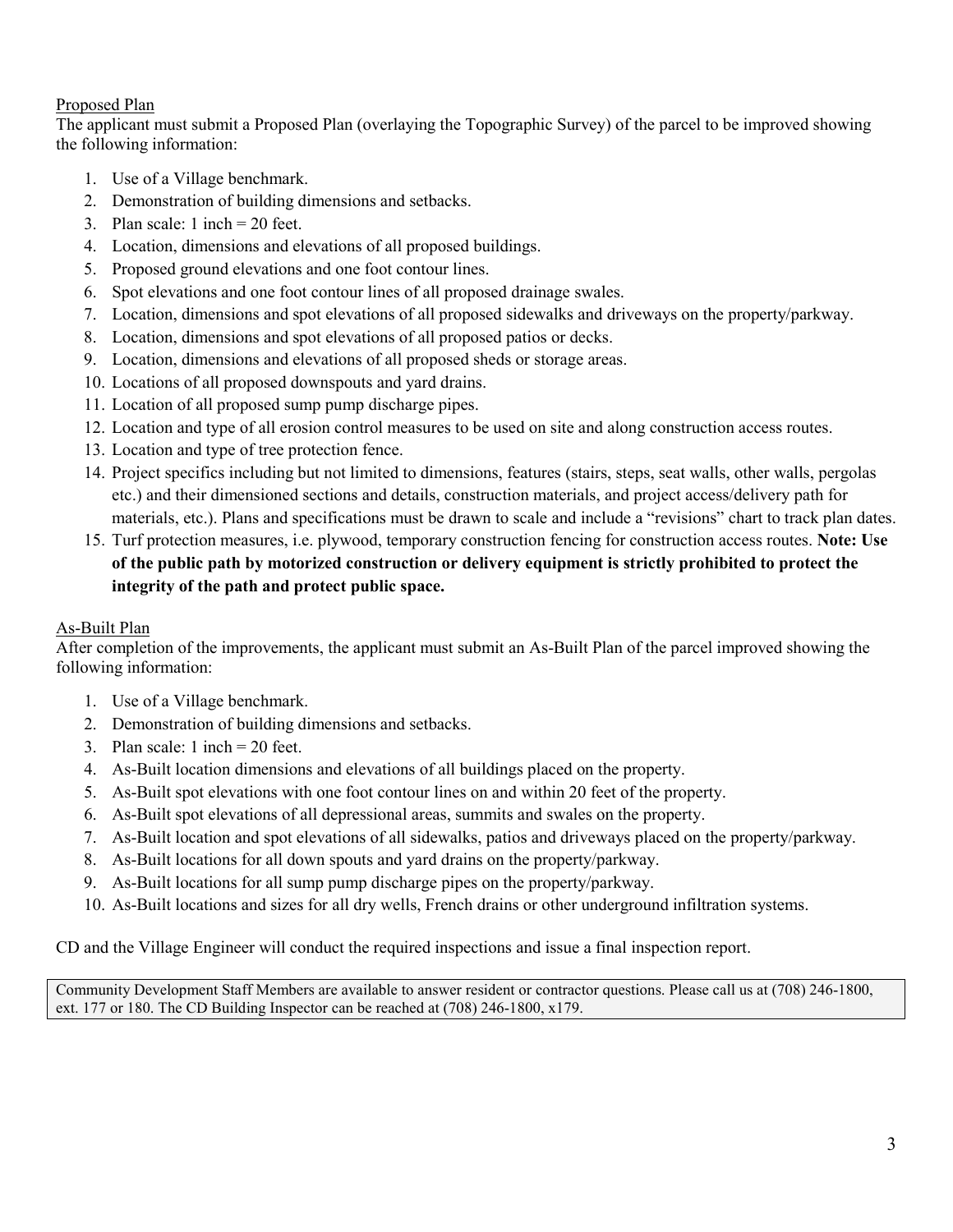Proposed Plan

The applicant must submit a Proposed Plan (overlaying the Topographic Survey) of the parcel to be improved showing the following information:

1. Use of a Village benchmark.
2. Demonstration of building dimensions and setbacks.
3. Plan scale: 1 inch = 20 feet.
4. Location, dimensions and elevations of all proposed buildings.
5. Proposed ground elevations and one foot contour lines.
6. Spot elevations and one foot contour lines of all proposed drainage swales.
7. Location, dimensions and spot elevations of all proposed sidewalks and driveways on the property/parkway.
8. Location, dimensions and spot elevations of all proposed patios or decks.
9. Location, dimensions and elevations of all proposed sheds or storage areas.
10. Locations of all proposed downspouts and yard drains.
11. Location of all proposed sump pump discharge pipes.
12. Location and type of all erosion control measures to be used on site and along construction access routes.
13. Location and type of tree protection fence.
14. Project specifics including but not limited to dimensions, features (stairs, steps, seat walls, other walls, pergolas etc.) and their dimensioned sections and details, construction materials, and project access/delivery path for materials, etc.). Plans and specifications must be drawn to scale and include a "revisions" chart to track plan dates.
15. Turf protection measures, i.e. plywood, temporary construction fencing for construction access routes. **Note: Use of the public path by motorized construction or delivery equipment is strictly prohibited to protect the integrity of the path and protect public space.**

As-Built Plan

After completion of the improvements, the applicant must submit an As-Built Plan of the parcel improved showing the following information:

1. Use of a Village benchmark.
2. Demonstration of building dimensions and setbacks.
3. Plan scale: 1 inch = 20 feet.
4. As-Built location dimensions and elevations of all buildings placed on the property.
5. As-Built spot elevations with one foot contour lines on and within 20 feet of the property.
6. As-Built spot elevations of all depressional areas, summits and swales on the property.
7. As-Built location and spot elevations of all sidewalks, patios and driveways placed on the property/parkway.
8. As-Built locations for all down spouts and yard drains on the property/parkway.
9. As-Built locations for all sump pump discharge pipes on the property/parkway.
10. As-Built locations and sizes for all dry wells, French drains or other underground infiltration systems.

CD and the Village Engineer will conduct the required inspections and issue a final inspection report.

Community Development Staff Members are available to answer resident or contractor questions. Please call us at (708) 246-1800, ext. 177 or 180. The CD Building Inspector can be reached at (708) 246-1800, x179.